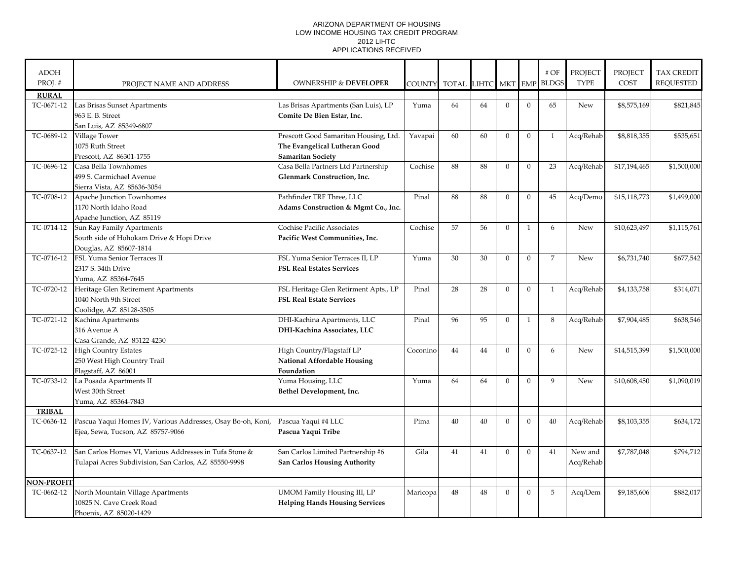ARIZONA DEPARTMENT OF HOUSING
LOW INCOME HOUSING TAX CREDIT PROGRAM
2012 LIHTC
APPLICATIONS RECEIVED

| ADOH PROJ. # | PROJECT NAME AND ADDRESS | OWNERSHIP & **DEVELOPER** | COUNTY | TOTAL | LIHTC | MKT | EMP | # OF BLDGS | PROJECT TYPE | PROJECT COST | TAX CREDIT REQUESTED |
|---|---|---|---|---|---|---|---|---|---|---|---|
| **RURAL** | | | | | | | | | | | |
| TC-0671-12 | Las Brisas Sunset Apartments<br>963 E. B. Street<br>San Luis, AZ 85349-6807 | Las Brisas Apartments (San Luis), LP<br>**Comite De Bien Estar, Inc.** | Yuma | 64 | 64 | 0 | 0 | 65 | New | $8,575,169 | $821,845 |
| TC-0689-12 | Village Tower<br>1075 Ruth Street<br>Prescott, AZ 86301-1755 | Prescott Good Samaritan Housing, Ltd.<br>**The Evangelical Lutheran Good Samaritan Society** | Yavapai | 60 | 60 | 0 | 0 | 1 | Acq/Rehab | $8,818,355 | $535,651 |
| TC-0696-12 | Casa Bella Townhomes<br>499 S. Carmichael Avenue<br>Sierra Vista, AZ 85636-3054 | Casa Bella Partners Ltd Partnership<br>**Glenmark Construction, Inc.** | Cochise | 88 | 88 | 0 | 0 | 23 | Acq/Rehab | $17,194,465 | $1,500,000 |
| TC-0708-12 | Apache Junction Townhomes<br>1170 North Idaho Road<br>Apache Junction, AZ 85119 | Pathfinder TRF Three, LLC<br>**Adams Construction & Mgmt Co., Inc.** | Pinal | 88 | 88 | 0 | 0 | 45 | Acq/Demo | $15,118,773 | $1,499,000 |
| TC-0714-12 | Sun Ray Family Apartments<br>South side of Hohokam Drive & Hopi Drive<br>Douglas, AZ 85607-1814 | Cochise Pacific Associates<br>**Pacific West Communities, Inc.** | Cochise | 57 | 56 | 0 | 1 | 6 | New | $10,623,497 | $1,115,761 |
| TC-0716-12 | FSL Yuma Senior Terraces II<br>2317 S. 34th Drive<br>Yuma, AZ 85364-7645 | FSL Yuma Senior Terraces II, LP<br>**FSL Real Estates Services** | Yuma | 30 | 30 | 0 | 0 | 7 | New | $6,731,740 | $677,542 |
| TC-0720-12 | Heritage Glen Retirement Apartments<br>1040 North 9th Street<br>Coolidge, AZ 85128-3505 | FSL Heritage Glen Retirment Apts., LP<br>**FSL Real Estate Services** | Pinal | 28 | 28 | 0 | 0 | 1 | Acq/Rehab | $4,133,758 | $314,071 |
| TC-0721-12 | Kachina Apartments<br>316 Avenue A<br>Casa Grande, AZ 85122-4230 | DHI-Kachina Apartments, LLC<br>**DHI-Kachina Associates, LLC** | Pinal | 96 | 95 | 0 | 1 | 8 | Acq/Rehab | $7,904,485 | $638,546 |
| TC-0725-12 | High Country Estates<br>250 West High Country Trail<br>Flagstaff, AZ 86001 | High Country/Flagstaff LP<br>**National Affordable Housing Foundation** | Coconino | 44 | 44 | 0 | 0 | 6 | New | $14,515,399 | $1,500,000 |
| TC-0733-12 | La Posada Apartments II<br>West 30th Street<br>Yuma, AZ 85364-7843 | Yuma Housing, LLC<br>**Bethel Development, Inc.** | Yuma | 64 | 64 | 0 | 0 | 9 | New | $10,608,450 | $1,090,019 |
| **TRIBAL** | | | | | | | | | | | |
| TC-0636-12 | Pascua Yaqui Homes IV, Various Addresses, Osay Bo-oh, Koni, Ejea, Sewa, Tucson, AZ 85757-9066 | Pascua Yaqui #4 LLC<br>**Pascua Yaqui Tribe** | Pima | 40 | 40 | 0 | 0 | 40 | Acq/Rehab | $8,103,355 | $634,172 |
| TC-0637-12 | San Carlos Homes VI, Various Addresses in Tufa Stone & Tulapai Acres Subdivision, San Carlos, AZ 85550-9998 | San Carlos Limited Partnership #6<br>**San Carlos Housing Authority** | Gila | 41 | 41 | 0 | 0 | 41 | New and Acq/Rehab | $7,787,048 | $794,712 |
| **NON-PROFIT** | | | | | | | | | | | |
| TC-0662-12 | North Mountain Village Apartments<br>10825 N. Cave Creek Road<br>Phoenix, AZ 85020-1429 | UMOM Family Housing III, LP<br>**Helping Hands Housing Services** | Maricopa | 48 | 48 | 0 | 0 | 5 | Acq/Dem | $9,185,606 | $882,017 |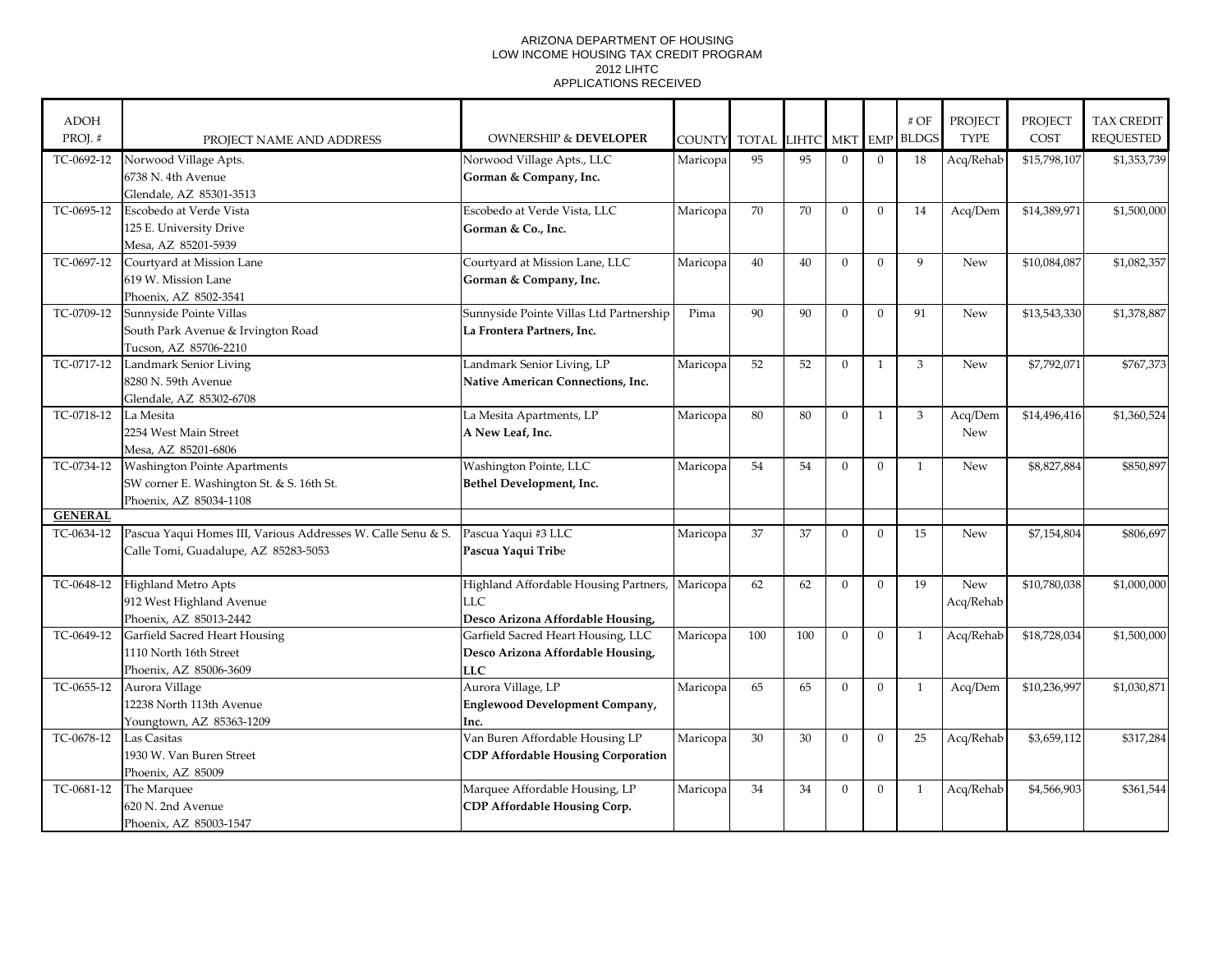# ARIZONA DEPARTMENT OF HOUSING
## LOW INCOME HOUSING TAX CREDIT PROGRAM
## 2012 LIHTC
## APPLICATIONS RECEIVED

| ADOH PROJ. # | PROJECT NAME AND ADDRESS | OWNERSHIP & **DEVELOPER** | COUNTY | TOTAL | LIHTC | MKT | EMP | # OF BLDGS | PROJECT TYPE | PROJECT COST | TAX CREDIT REQUESTED |
|---|---|---|---|---|---|---|---|---|---|---|---|
| TC-0692-12 | Norwood Village Apts.<br>6738 N. 4th Avenue<br>Glendale, AZ 85301-3513 | Norwood Village Apts., LLC<br>**Gorman & Company, Inc.** | Maricopa | 95 | 95 | 0 | 0 | 18 | Acq/Rehab | $15,798,107 | $1,353,739 |
| TC-0695-12 | Escobedo at Verde Vista<br>125 E. University Drive<br>Mesa, AZ 85201-5939 | Escobedo at Verde Vista, LLC<br>**Gorman & Co., Inc.** | Maricopa | 70 | 70 | 0 | 0 | 14 | Acq/Dem | $14,389,971 | $1,500,000 |
| TC-0697-12 | Courtyard at Mission Lane<br>619 W. Mission Lane<br>Phoenix, AZ 8502-3541 | Courtyard at Mission Lane, LLC<br>**Gorman & Company, Inc.** | Maricopa | 40 | 40 | 0 | 0 | 9 | New | $10,084,087 | $1,082,357 |
| TC-0709-12 | Sunnyside Pointe Villas<br>South Park Avenue & Irvington Road<br>Tucson, AZ 85706-2210 | Sunnyside Pointe Villas Ltd Partnership<br>**La Frontera Partners, Inc.** | Pima | 90 | 90 | 0 | 0 | 91 | New | $13,543,330 | $1,378,887 |
| TC-0717-12 | Landmark Senior Living<br>8280 N. 59th Avenue<br>Glendale, AZ 85302-6708 | Landmark Senior Living, LP<br>**Native American Connections, Inc.** | Maricopa | 52 | 52 | 0 | 1 | 3 | New | $7,792,071 | $767,373 |
| TC-0718-12 | La Mesita<br>2254 West Main Street<br>Mesa, AZ 85201-6806 | La Mesita Apartments, LP<br>**A New Leaf, Inc.** | Maricopa | 80 | 80 | 0 | 1 | 3 | Acq/Dem<br>New | $14,496,416 | $1,360,524 |
| TC-0734-12 | Washington Pointe Apartments<br>SW corner E. Washington St. & S. 16th St.<br>Phoenix, AZ 85034-1108 | Washington Pointe, LLC<br>**Bethel Development, Inc.** | Maricopa | 54 | 54 | 0 | 0 | 1 | New | $8,827,884 | $850,897 |
| **GENERAL** | | | | | | | | | | | |
| TC-0634-12 | Pascua Yaqui Homes III, Various Addresses W. Calle Senu & S. Calle Tomi, Guadalupe, AZ 85283-5053 | Pascua Yaqui #3 LLC<br>**Pascua Yaqui Trib**e | Maricopa | 37 | 37 | 0 | 0 | 15 | New | $7,154,804 | $806,697 |
| TC-0648-12 | Highland Metro Apts<br>912 West Highland Avenue<br>Phoenix, AZ 85013-2442 | Highland Affordable Housing Partners, LLC<br>**Desco Arizona Affordable Housing,** | Maricopa | 62 | 62 | 0 | 0 | 19 | New<br>Acq/Rehab | $10,780,038 | $1,000,000 |
| TC-0649-12 | Garfield Sacred Heart Housing<br>1110 North 16th Street<br>Phoenix, AZ 85006-3609 | Garfield Sacred Heart Housing, LLC<br>**Desco Arizona Affordable Housing, LLC** | Maricopa | 100 | 100 | 0 | 0 | 1 | Acq/Rehab | $18,728,034 | $1,500,000 |
| TC-0655-12 | Aurora Village<br>12238 North 113th Avenue<br>Youngtown, AZ 85363-1209 | Aurora Village, LP<br>**Englewood Development Company, Inc.** | Maricopa | 65 | 65 | 0 | 0 | 1 | Acq/Dem | $10,236,997 | $1,030,871 |
| TC-0678-12 | Las Casitas<br>1930 W. Van Buren Street<br>Phoenix, AZ 85009 | Van Buren Affordable Housing LP<br>**CDP Affordable Housing Corporation** | Maricopa | 30 | 30 | 0 | 0 | 25 | Acq/Rehab | $3,659,112 | $317,284 |
| TC-0681-12 | The Marquee<br>620 N. 2nd Avenue<br>Phoenix, AZ 85003-1547 | Marquee Affordable Housing, LP<br>**CDP Affordable Housing Corp.** | Maricopa | 34 | 34 | 0 | 0 | 1 | Acq/Rehab | $4,566,903 | $361,544 |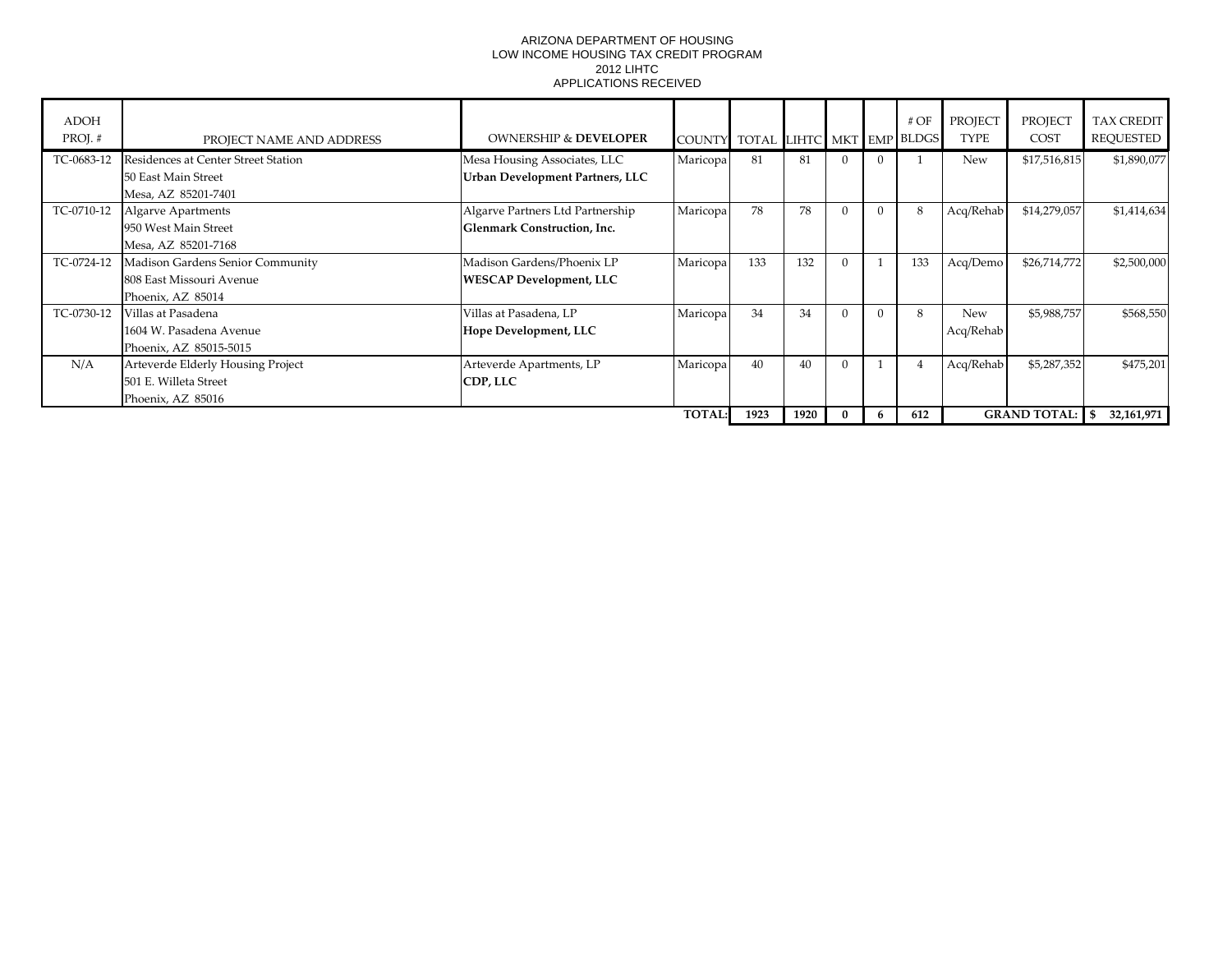ARIZONA DEPARTMENT OF HOUSING
LOW INCOME HOUSING TAX CREDIT PROGRAM
2012 LIHTC
APPLICATIONS RECEIVED

| ADOH PROJ. # | PROJECT NAME AND ADDRESS | OWNERSHIP & **DEVELOPER** | COUNTY | TOTAL | LIHTC | MKT | EMP | # OF BLDGS | PROJECT TYPE | PROJECT COST | TAX CREDIT REQUESTED |
|---|---|---|---|---|---|---|---|---|---|---|---|
| TC-0683-12 | Residences at Center Street Station<br>50 East Main Street<br>Mesa, AZ 85201-7401 | Mesa Housing Associates, LLC<br>**Urban Development Partners, LLC** | Maricopa | 81 | 81 | 0 | 0 | 1 | New | $17,516,815 | $1,890,077 |
| TC-0710-12 | Algarve Apartments<br>950 West Main Street<br>Mesa, AZ 85201-7168 | Algarve Partners Ltd Partnership<br>**Glenmark Construction, Inc.** | Maricopa | 78 | 78 | 0 | 0 | 8 | Acq/Rehab | $14,279,057 | $1,414,634 |
| TC-0724-12 | Madison Gardens Senior Community<br>808 East Missouri Avenue<br>Phoenix, AZ 85014 | Madison Gardens/Phoenix LP<br>**WESCAP Development, LLC** | Maricopa | 133 | 132 | 0 | 1 | 133 | Acq/Demo | $26,714,772 | $2,500,000 |
| TC-0730-12 | Villas at Pasadena<br>1604 W. Pasadena Avenue<br>Phoenix, AZ 85015-5015 | Villas at Pasadena, LP<br>**Hope Development, LLC** | Maricopa | 34 | 34 | 0 | 0 | 8 | New<br>Acq/Rehab | $5,988,757 | $568,550 |
| N/A | Arteverde Elderly Housing Project<br>501 E. Willeta Street<br>Phoenix, AZ 85016 | Arteverde Apartments, LP<br>**CDP, LLC** | Maricopa | 40 | 40 | 0 | 1 | 4 | Acq/Rehab | $5,287,352 | $475,201 |
| | | | **TOTAL:** | **1923** | **1920** | **0** | **6** | **612** | | **GRAND TOTAL:** | **$ 32,161,971** |